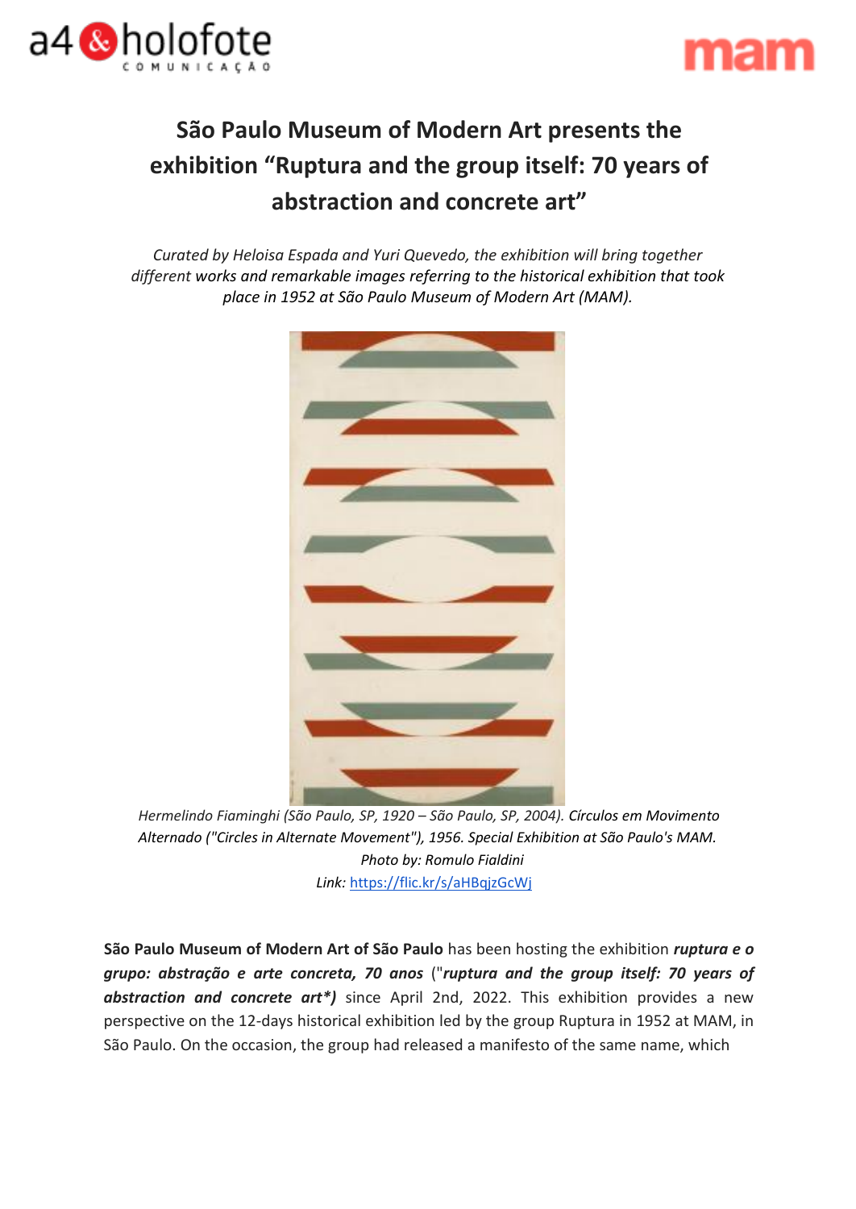# São Paulo Museum of Modern Art presents the exhibition "Ruptura and the group itself: 70 years of abstraction and concrete art"

*Curated by Heloisa Espada and Yuri Quevedo, the exhibition will bring together different works and remarkable images referring to the historical exhibition that took place in 1952 at São Paulo Museum of Modern Art (MAM).*

*Hermelindo Fiaminghi (São Paulo, SP, 1920 – São Paulo, SP, 2004). Círculos em Movimento Alternado ("Circles in Alternate Movement"), 1956. Special Exhibition at São Paulo's MAM. Photo by: Romulo Fialdini*
*Link: https://flic.kr/s/aHBqjzGcWj*

**São Paulo Museum of Modern Art of São Paulo** has been hosting the exhibition ***ruptura e o grupo: abstração e arte concreta, 70 anos*** ("***ruptura and the group itself: 70 years of abstraction and concrete art\*)*** since April 2nd, 2022. This exhibition provides a new perspective on the 12-days historical exhibition led by the group Ruptura in 1952 at MAM, in São Paulo. On the occasion, the group had released a manifesto of the same name, which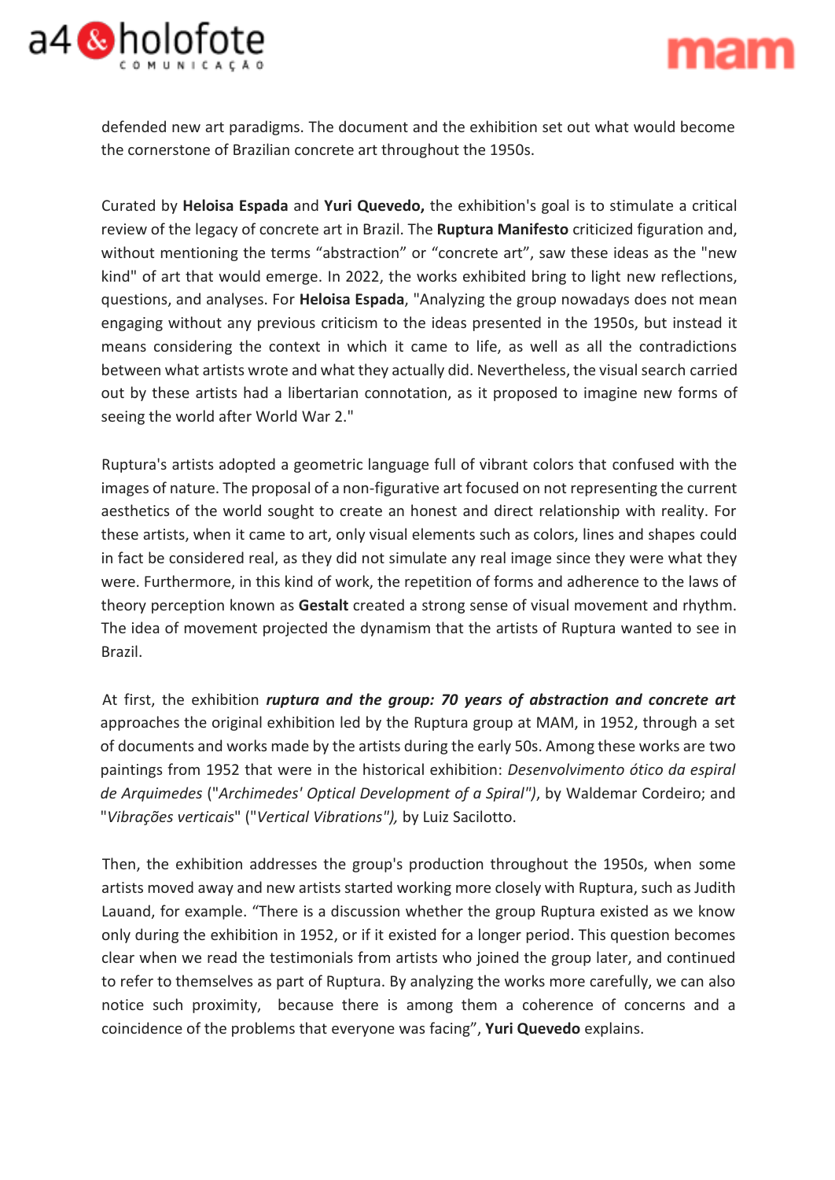defended new art paradigms. The document and the exhibition set out what would become the cornerstone of Brazilian concrete art throughout the 1950s.

Curated by **Heloisa Espada** and **Yuri Quevedo,** the exhibition's goal is to stimulate a critical review of the legacy of concrete art in Brazil. The **Ruptura Manifesto** criticized figuration and, without mentioning the terms “abstraction” or “concrete art”, saw these ideas as the "new kind" of art that would emerge. In 2022, the works exhibited bring to light new reflections, questions, and analyses. For **Heloisa Espada**, "Analyzing the group nowadays does not mean engaging without any previous criticism to the ideas presented in the 1950s, but instead it means considering the context in which it came to life, as well as all the contradictions between what artists wrote and what they actually did. Nevertheless, the visual search carried out by these artists had a libertarian connotation, as it proposed to imagine new forms of seeing the world after World War 2."

Ruptura's artists adopted a geometric language full of vibrant colors that confused with the images of nature. The proposal of a non-figurative art focused on not representing the current aesthetics of the world sought to create an honest and direct relationship with reality. For these artists, when it came to art, only visual elements such as colors, lines and shapes could in fact be considered real, as they did not simulate any real image since they were what they were. Furthermore, in this kind of work, the repetition of forms and adherence to the laws of theory perception known as **Gestalt** created a strong sense of visual movement and rhythm. The idea of movement projected the dynamism that the artists of Ruptura wanted to see in Brazil.

At first, the exhibition ***ruptura and the group: 70 years of abstraction and concrete art*** approaches the original exhibition led by the Ruptura group at MAM, in 1952, through a set of documents and works made by the artists during the early 50s. Among these works are two paintings from 1952 that were in the historical exhibition: *Desenvolvimento ótico da espiral de Arquimedes* ("*Archimedes' Optical Development of a Spiral*"), by Waldemar Cordeiro; and "*Vibrações verticais*" ("*Vertical Vibrations*"), by Luiz Sacilotto.

Then, the exhibition addresses the group's production throughout the 1950s, when some artists moved away and new artists started working more closely with Ruptura, such as Judith Lauand, for example. “There is a discussion whether the group Ruptura existed as we know only during the exhibition in 1952, or if it existed for a longer period. This question becomes clear when we read the testimonials from artists who joined the group later, and continued to refer to themselves as part of Ruptura. By analyzing the works more carefully, we can also notice such proximity, because there is among them a coherence of concerns and a coincidence of the problems that everyone was facing”, **Yuri Quevedo** explains.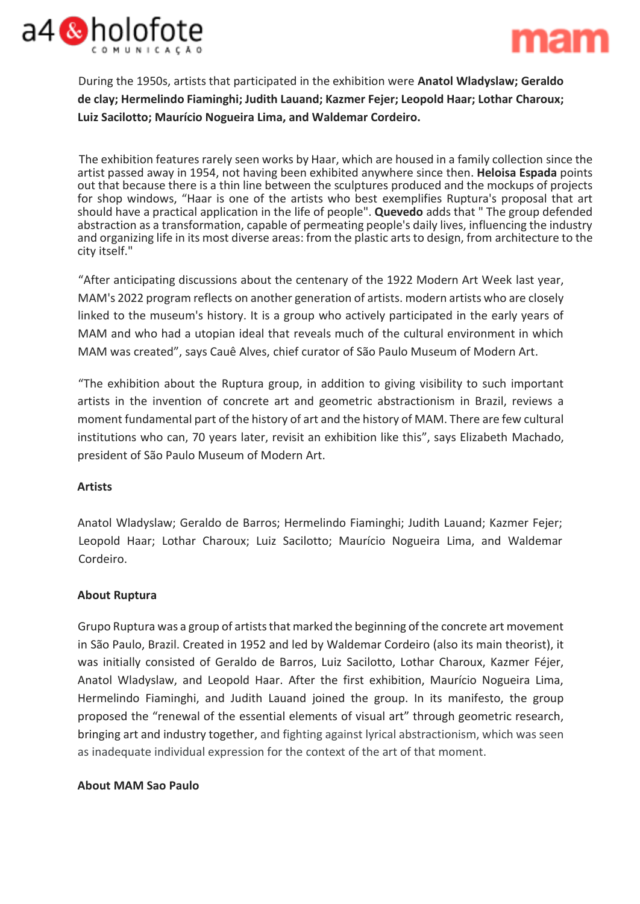During the 1950s, artists that participated in the exhibition were **Anatol Wladyslaw; Geraldo de clay; Hermelindo Fiaminghi; Judith Lauand; Kazmer Fejer; Leopold Haar; Lothar Charoux; Luiz Sacilotto; Maurício Nogueira Lima, and Waldemar Cordeiro.**

The exhibition features rarely seen works by Haar, which are housed in a family collection since the artist passed away in 1954, not having been exhibited anywhere since then. **Heloisa Espada** points out that because there is a thin line between the sculptures produced and the mockups of projects for shop windows, "Haar is one of the artists who best exemplifies Ruptura's proposal that art should have a practical application in the life of people". **Quevedo** adds that " The group defended abstraction as a transformation, capable of permeating people's daily lives, influencing the industry and organizing life in its most diverse areas: from the plastic arts to design, from architecture to the city itself."

"After anticipating discussions about the centenary of the 1922 Modern Art Week last year, MAM's 2022 program reflects on another generation of artists. modern artists who are closely linked to the museum's history. It is a group who actively participated in the early years of MAM and who had a utopian ideal that reveals much of the cultural environment in which MAM was created", says Cauê Alves, chief curator of São Paulo Museum of Modern Art.

"The exhibition about the Ruptura group, in addition to giving visibility to such important artists in the invention of concrete art and geometric abstractionism in Brazil, reviews a moment fundamental part of the history of art and the history of MAM. There are few cultural institutions who can, 70 years later, revisit an exhibition like this", says Elizabeth Machado, president of São Paulo Museum of Modern Art.

**Artists**

Anatol Wladyslaw; Geraldo de Barros; Hermelindo Fiaminghi; Judith Lauand; Kazmer Fejer; Leopold Haar; Lothar Charoux; Luiz Sacilotto; Maurício Nogueira Lima, and Waldemar Cordeiro.

**About Ruptura**

Grupo Ruptura was a group of artists that marked the beginning of the concrete art movement in São Paulo, Brazil. Created in 1952 and led by Waldemar Cordeiro (also its main theorist), it was initially consisted of Geraldo de Barros, Luiz Sacilotto, Lothar Charoux, Kazmer Féjer, Anatol Wladyslaw, and Leopold Haar. After the first exhibition, Maurício Nogueira Lima, Hermelindo Fiaminghi, and Judith Lauand joined the group. In its manifesto, the group proposed the "renewal of the essential elements of visual art" through geometric research, bringing art and industry together, and fighting against lyrical abstractionism, which was seen as inadequate individual expression for the context of the art of that moment.

**About MAM Sao Paulo**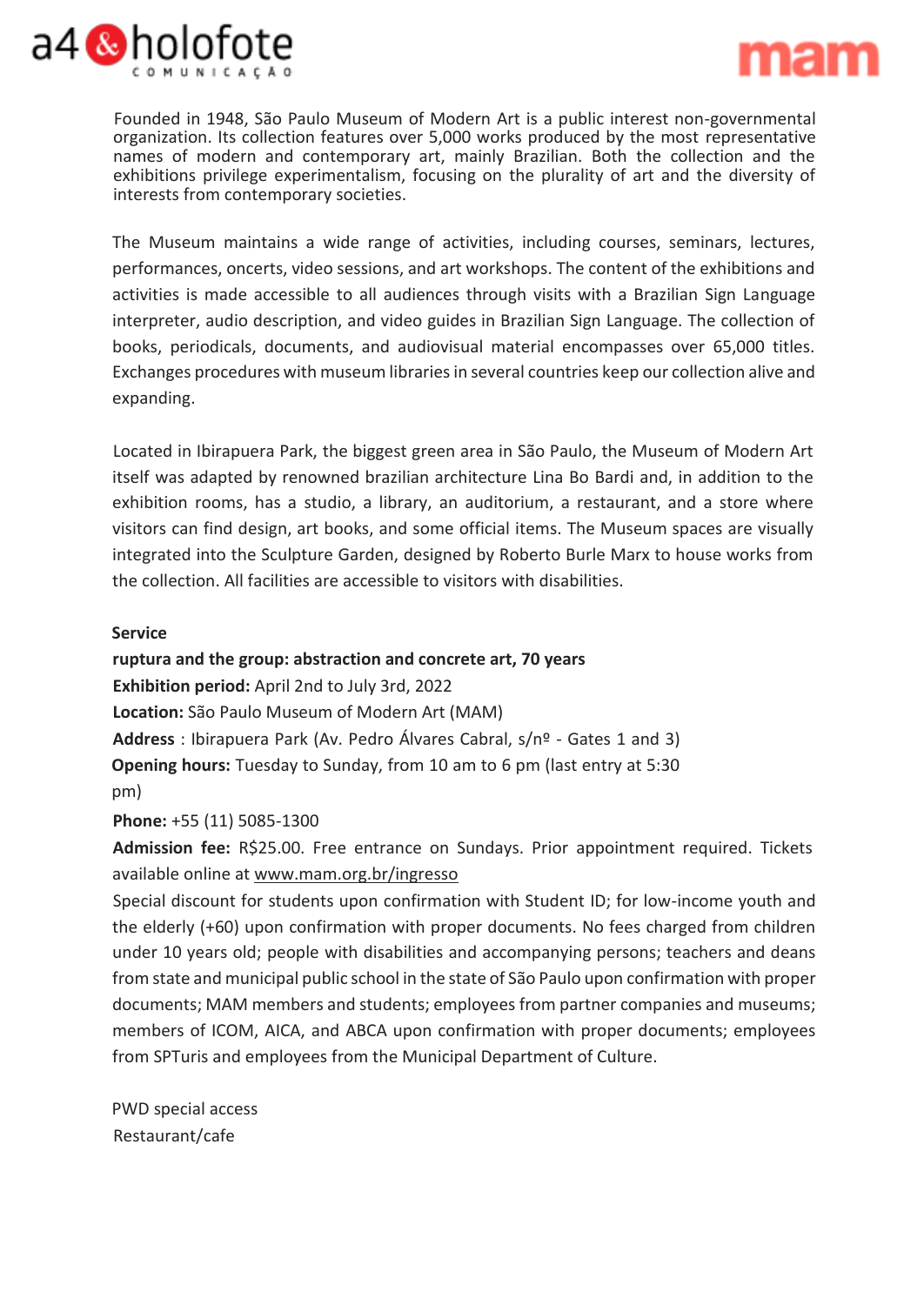Founded in 1948, São Paulo Museum of Modern Art is a public interest non-governmental organization. Its collection features over 5,000 works produced by the most representative names of modern and contemporary art, mainly Brazilian. Both the collection and the exhibitions privilege experimentalism, focusing on the plurality of art and the diversity of interests from contemporary societies.

The Museum maintains a wide range of activities, including courses, seminars, lectures, performances, oncerts, video sessions, and art workshops. The content of the exhibitions and activities is made accessible to all audiences through visits with a Brazilian Sign Language interpreter, audio description, and video guides in Brazilian Sign Language. The collection of books, periodicals, documents, and audiovisual material encompasses over 65,000 titles. Exchanges procedures with museum libraries in several countries keep our collection alive and expanding.

Located in Ibirapuera Park, the biggest green area in São Paulo, the Museum of Modern Art itself was adapted by renowned brazilian architecture Lina Bo Bardi and, in addition to the exhibition rooms, has a studio, a library, an auditorium, a restaurant, and a store where visitors can find design, art books, and some official items. The Museum spaces are visually integrated into the Sculpture Garden, designed by Roberto Burle Marx to house works from the collection. All facilities are accessible to visitors with disabilities.

**Service**

**ruptura and the group: abstraction and concrete art, 70 years**

**Exhibition period:** April 2nd to July 3rd, 2022

**Location:** São Paulo Museum of Modern Art (MAM)

**Address** : Ibirapuera Park (Av. Pedro Álvares Cabral, s/nº - Gates 1 and 3)

**Opening hours:** Tuesday to Sunday, from 10 am to 6 pm (last entry at 5:30 pm)

**Phone:** +55 (11) 5085-1300

**Admission fee:** R$25.00. Free entrance on Sundays. Prior appointment required. Tickets available online at www.mam.org.br/ingresso

Special discount for students upon confirmation with Student ID; for low-income youth and the elderly (+60) upon confirmation with proper documents. No fees charged from children under 10 years old; people with disabilities and accompanying persons; teachers and deans from state and municipal public school in the state of São Paulo upon confirmation with proper documents; MAM members and students; employees from partner companies and museums; members of ICOM, AICA, and ABCA upon confirmation with proper documents; employees from SPTuris and employees from the Municipal Department of Culture.

PWD special access

Restaurant/cafe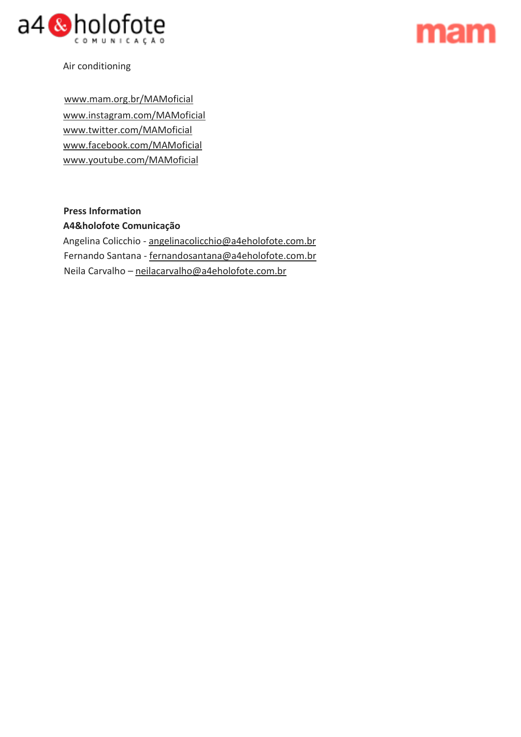Air conditioning

www.mam.org.br/MAMoficial
www.instagram.com/MAMoficial
www.twitter.com/MAMoficial
www.facebook.com/MAMoficial
www.youtube.com/MAMoficial

**Press Information**
**A4&holofote Comunicação**
Angelina Colicchio - angelinacolicchio@a4eholofote.com.br
Fernando Santana - fernandosantana@a4eholofote.com.br
Neila Carvalho – neilacarvalho@a4eholofote.com.br